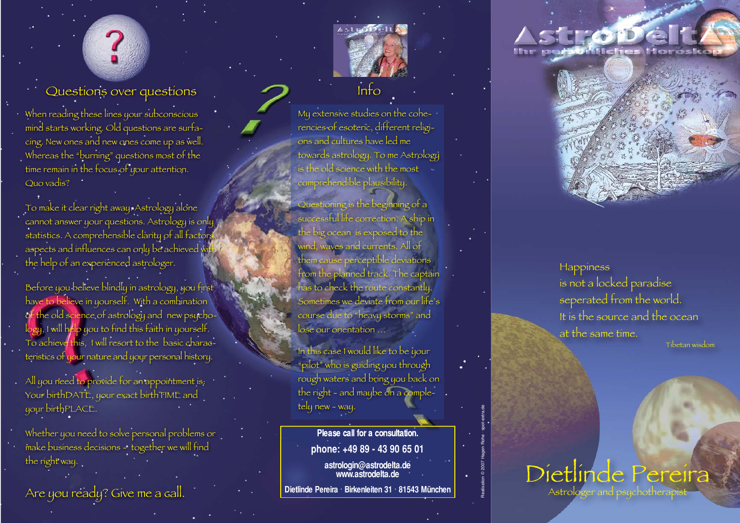## Questions over questions

When reading these lines your subconscious mind starts working. Old questions are surfacing. New ones and new ones come up as well. Whereas the "burning" questions most of the time remain in the focus of your attention. Quo vadis?

To make it clear right away: Astrology alone cannot answer your questions. Astrology is only statistics. A comprehensible clarity of all factors, aspects and influences can only be achieved with the help of an experienced astrologer.

Before you believe blindly in astrology, you first have to believe in yourself. With a combination of the old science of astrology and new psychology, I will help you to find this faith in yourself. To achieve this, I will resort to the basic characteristics of your nature and your personal history.

All you need to provide for an appointment is: Your birthDATE, your exact birthTIME and your birthPLACE.

Whether you need to solve personal problems or make business decisions – together we will find the right way.

Are you ready? Give me a call.

## Info

My extensive studies on the coherencies of esoteric, different religions and cultures have led me towards astrology. To me Astrology is the old science with the most comprehendible plausibility.

Questioning is the beginning of a successful life correction. A ship in the big ocean is exposed to the wind, waves and currents. All of them cause perceptible deviations from the planned track. The captain has to check the route constantly. Sometimes we deviate from our life's course due to "heavy storms" and lose our orientation ...

In this case I would like to be your "pilot" who is guiding you through rough waters and bring you back on the right – and maybe on a completely new – way.

**Please call for a consultation.**

**phone: +49 89 - 43 90 65 01**

**astrologin@astrodelta.de**
**www.astrodelta.de**

**Dietlinde Pereira · Birkenleiten 31 · 81543 München**

Realisation © 2007 Hagen Rohe · spot-extra.de

# AstroDelta

Ihr persönliches Horoskop

Happiness
is not a locked paradise
seperated from the world.
It is the source and the ocean
at the same time.

Tibetan wisdom

# Dietlinde Pereira

Astrologer and psychotherapist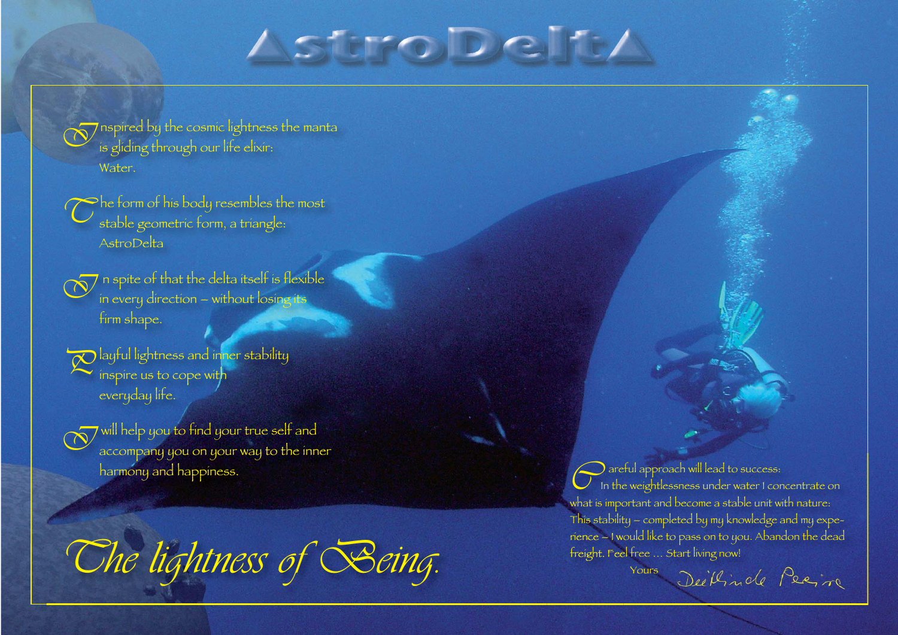# AstroDeltA

Inspired by the cosmic lightness the manta is gliding through our life elixir: Water.

The form of his body resembles the most stable geometric form, a triangle: AstroDelta

In spite of that the delta itself is flexible in every direction – without losing its firm shape.

Playful lightness and inner stability inspire us to cope with everyday life.

I will help you to find your true self and accompany you on your way to the inner harmony and happiness.

*The lightness of Being.*

Careful approach will lead to success: In the weightlessness under water I concentrate on what is important and become a stable unit with nature: This stability – completed by my knowledge and my experience – I would like to pass on to you. Abandon the dead freight. Feel free … Start living now!

Yours Dietlinde Pereira